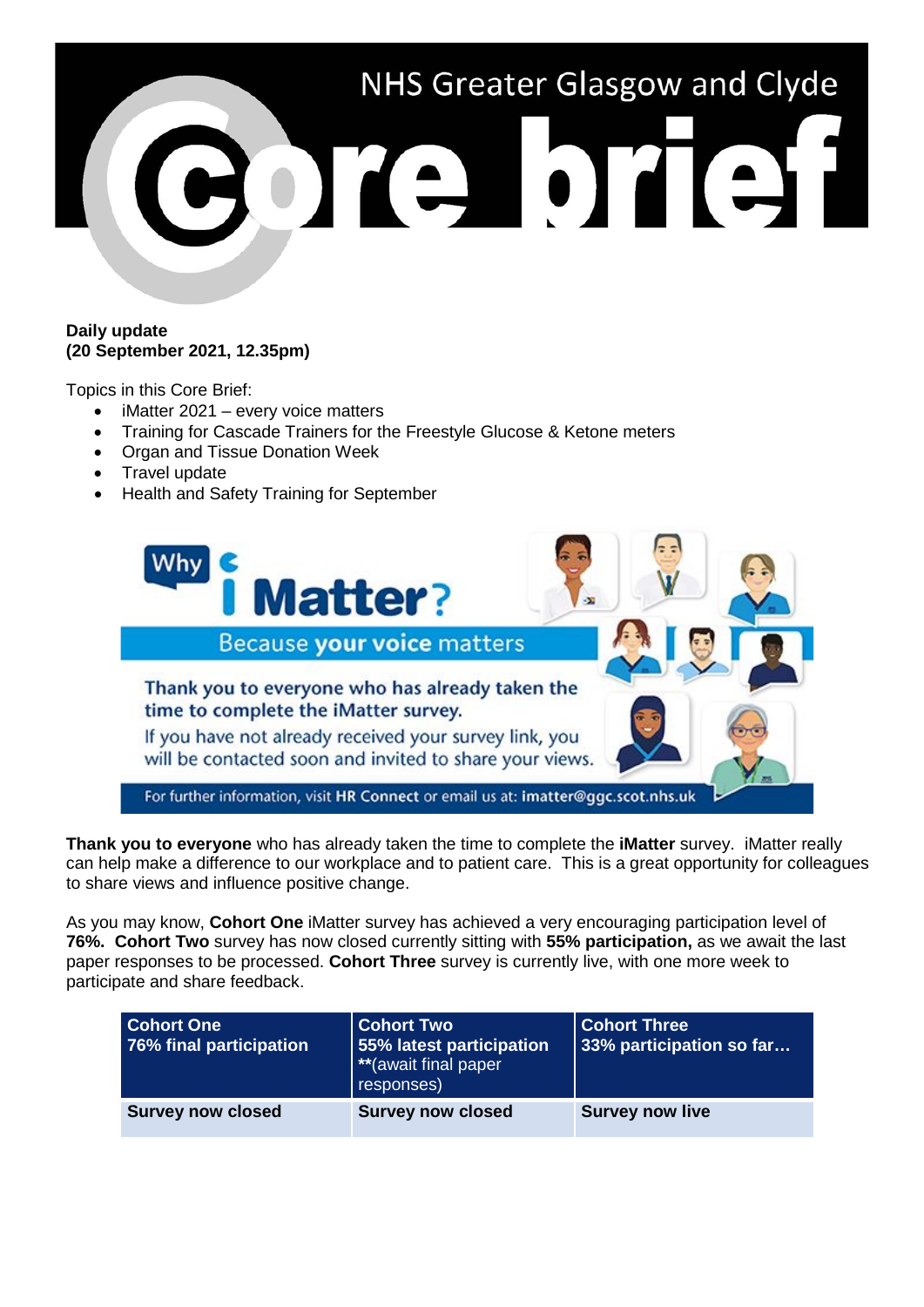# NHS Greater Glasgow and Clyde Core brief

**Daily update**
**(20 September 2021, 12.35pm)**

Topics in this Core Brief:

- iMatter 2021 – every voice matters
- Training for Cascade Trainers for the Freestyle Glucose & Ketone meters
- Organ and Tissue Donation Week
- Travel update
- Health and Safety Training for September

Why iMatter? Because your voice matters

Thank you to everyone who has already taken the time to complete the iMatter survey.

If you have not already received your survey link, you will be contacted soon and invited to share your views.

For further information, visit HR Connect or email us at: imatter@ggc.scot.nhs.uk

**Thank you to everyone** who has already taken the time to complete the **iMatter** survey. iMatter really can help make a difference to our workplace and to patient care. This is a great opportunity for colleagues to share views and influence positive change.

As you may know, **Cohort One** iMatter survey has achieved a very encouraging participation level of **76%. Cohort Two** survey has now closed currently sitting with **55% participation,** as we await the last paper responses to be processed. **Cohort Three** survey is currently live, with one more week to participate and share feedback.

| Cohort One<br>76% final participation | Cohort Two<br>55% latest participation<br>**(await final paper responses) | Cohort Three<br>33% participation so far… |
|---|---|---|
| **Survey now closed** | **Survey now closed** | **Survey now live** |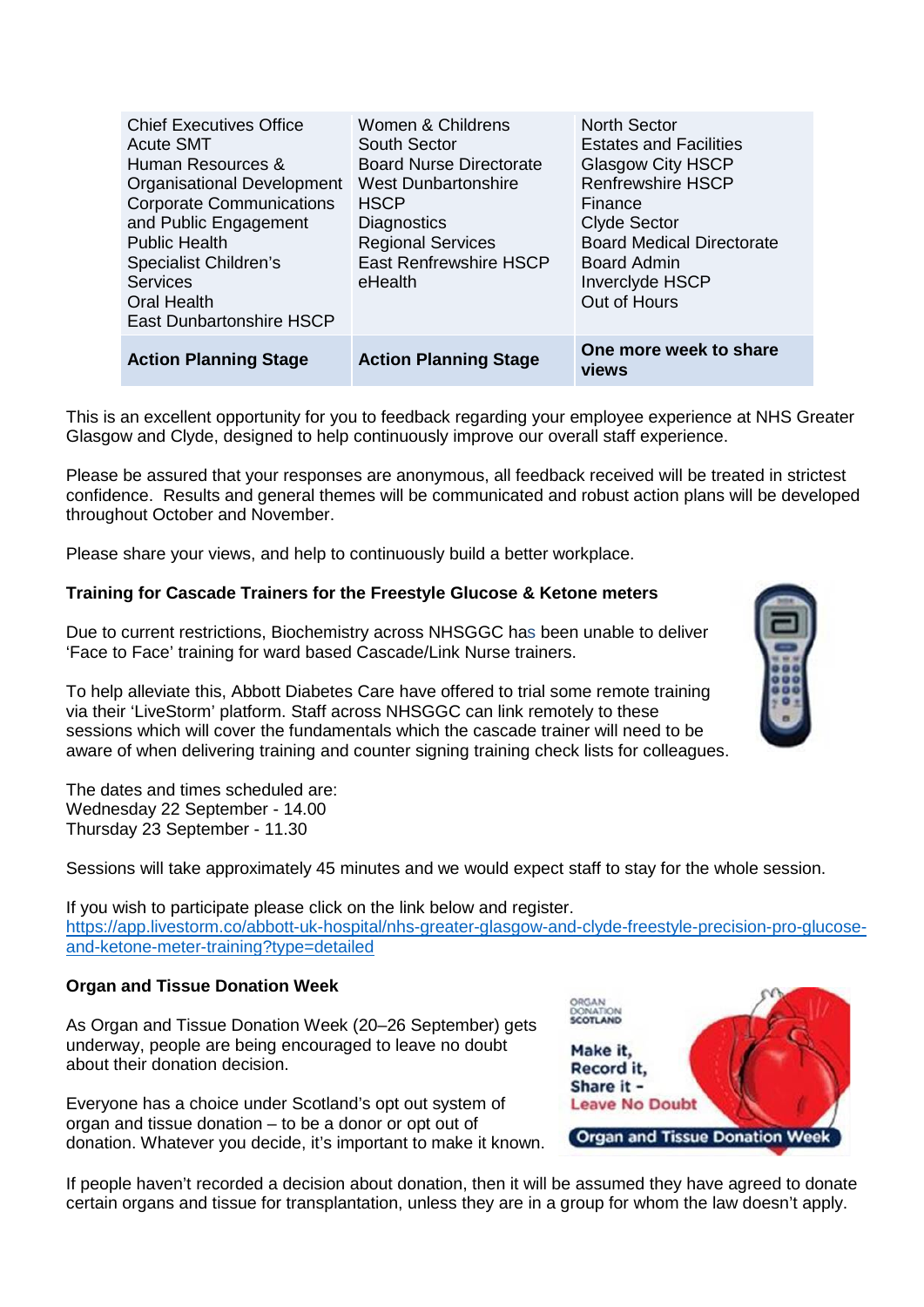| Chief Executives Office<br>Acute SMT<br>Human Resources & Organisational Development<br>Corporate Communications and Public Engagement<br>Public Health<br>Specialist Children's Services<br>Oral Health<br>East Dunbartonshire HSCP | Women & Childrens<br>South Sector<br>Board Nurse Directorate<br>West Dunbartonshire HSCP<br>Diagnostics<br>Regional Services<br>East Renfrewshire HSCP<br>eHealth | North Sector<br>Estates and Facilities<br>Glasgow City HSCP<br>Renfrewshire HSCP<br>Finance<br>Clyde Sector<br>Board Medical Directorate<br>Board Admin<br>Inverclyde HSCP<br>Out of Hours |
|---|---|---|
| **Action Planning Stage** | **Action Planning Stage** | **One more week to share views** |

This is an excellent opportunity for you to feedback regarding your employee experience at NHS Greater Glasgow and Clyde, designed to help continuously improve our overall staff experience.

Please be assured that your responses are anonymous, all feedback received will be treated in strictest confidence. Results and general themes will be communicated and robust action plans will be developed throughout October and November.

Please share your views, and help to continuously build a better workplace.

**Training for Cascade Trainers for the Freestyle Glucose & Ketone meters**

Due to current restrictions, Biochemistry across NHSGGC has been unable to deliver 'Face to Face' training for ward based Cascade/Link Nurse trainers.

To help alleviate this, Abbott Diabetes Care have offered to trial some remote training via their 'LiveStorm' platform. Staff across NHSGGC can link remotely to these sessions which will cover the fundamentals which the cascade trainer will need to be aware of when delivering training and counter signing training check lists for colleagues.

The dates and times scheduled are:
Wednesday 22 September - 14.00
Thursday 23 September - 11.30

Sessions will take approximately 45 minutes and we would expect staff to stay for the whole session.

If you wish to participate please click on the link below and register.
https://app.livestorm.co/abbott-uk-hospital/nhs-greater-glasgow-and-clyde-freestyle-precision-pro-glucose-and-ketone-meter-training?type=detailed

**Organ and Tissue Donation Week**

As Organ and Tissue Donation Week (20–26 September) gets underway, people are being encouraged to leave no doubt about their donation decision.

Everyone has a choice under Scotland's opt out system of organ and tissue donation – to be a donor or opt out of donation. Whatever you decide, it's important to make it known.

If people haven't recorded a decision about donation, then it will be assumed they have agreed to donate certain organs and tissue for transplantation, unless they are in a group for whom the law doesn't apply.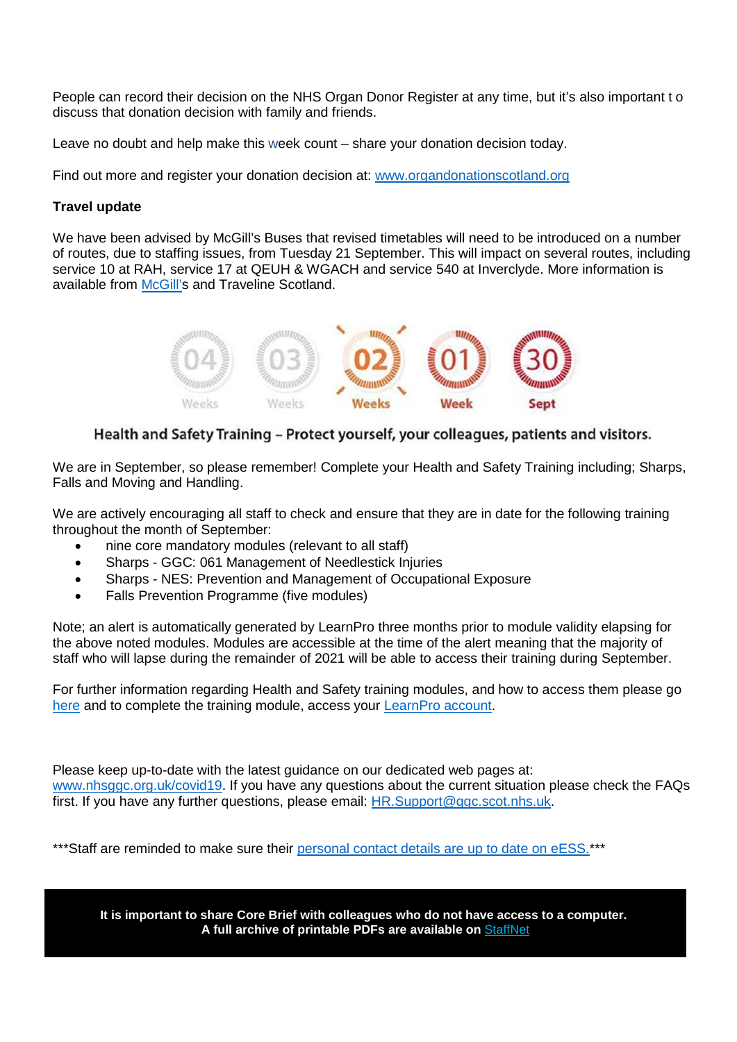People can record their decision on the NHS Organ Donor Register at any time, but it's also important t o discuss that donation decision with family and friends.

Leave no doubt and help make this week count – share your donation decision today.

Find out more and register your donation decision at: [www.organdonationscotland.org](http://www.organdonationscotland.org)

**Travel update**

We have been advised by McGill's Buses that revised timetables will need to be introduced on a number of routes, due to staffing issues, from Tuesday 21 September. This will impact on several routes, including service 10 at RAH, service 17 at QEUH & WGACH and service 540 at Inverclyde. More information is available from [McGill's](#) and Traveline Scotland.

04 Weeks 03 Weeks 02 Weeks 01 Week 30 Sept

**Health and Safety Training – Protect yourself, your colleagues, patients and visitors.**

We are in September, so please remember! Complete your Health and Safety Training including; Sharps, Falls and Moving and Handling.

We are actively encouraging all staff to check and ensure that they are in date for the following training throughout the month of September:

- nine core mandatory modules (relevant to all staff)
- Sharps - GGC: 061 Management of Needlestick Injuries
- Sharps - NES: Prevention and Management of Occupational Exposure
- Falls Prevention Programme (five modules)

Note; an alert is automatically generated by LearnPro three months prior to module validity elapsing for the above noted modules. Modules are accessible at the time of the alert meaning that the majority of staff who will lapse during the remainder of 2021 will be able to access their training during September.

For further information regarding Health and Safety training modules, and how to access them please go [here](#) and to complete the training module, access your [LearnPro account](#).

Please keep up-to-date with the latest guidance on our dedicated web pages at: [www.nhsggc.org.uk/covid19](http://www.nhsggc.org.uk/covid19). If you have any questions about the current situation please check the FAQs first. If you have any further questions, please email: [HR.Support@ggc.scot.nhs.uk](mailto:HR.Support@ggc.scot.nhs.uk).

***Staff are reminded to make sure their [personal contact details are up to date on eESS.](#)***

**It is important to share Core Brief with colleagues who do not have access to a computer.**
**A full archive of printable PDFs are available on [StaffNet](#)**